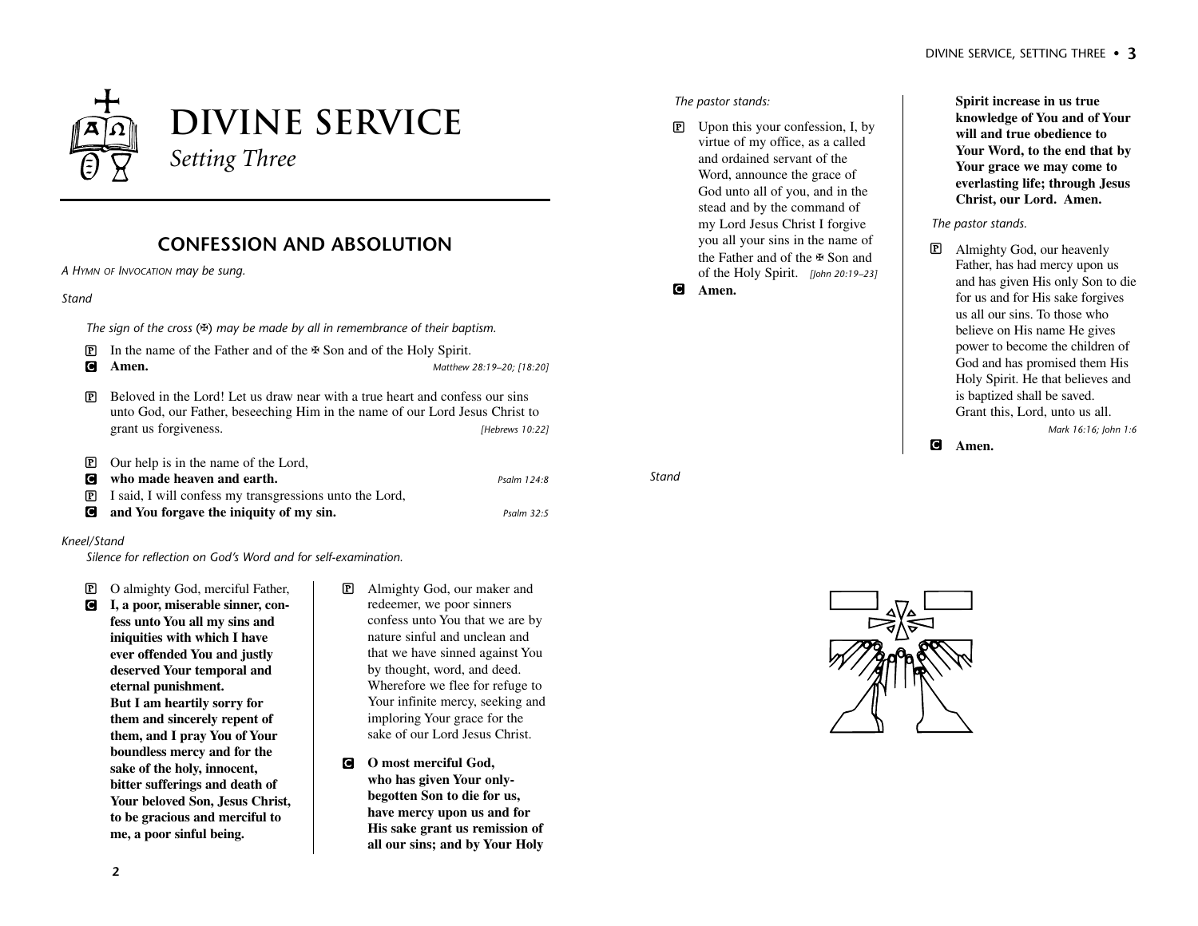# DIVINE SERVICE

*Setting Three*

## CONFESSION AND ABSOLUTION

*A Hymn of Invocation may be sung.*

*Stand*

*The sign of the cross (✠) may be made by all in remembrance of their baptism.*

P In the name of the Father and of the ✠ Son and of the Holy Spirit.

C **Amen.** *Matthew 28:19–20; [18:20]*

P Beloved in the Lord! Let us draw near with a true heart and confess our sins unto God, our Father, beseeching Him in the name of our Lord Jesus Christ to grant us forgiveness. *[Hebrews 10:22]*

P Our help is in the name of the Lord,

C **who made heaven and earth.** *Psalm 124:8*

P I said, I will confess my transgressions unto the Lord,

C **and You forgave the iniquity of my sin.** *Psalm 32:5*

*Kneel/Stand*

*Silence for reflection on God's Word and for self-examination.*

P O almighty God, merciful Father,

C **I, a poor, miserable sinner, confess unto You all my sins and iniquities with which I have ever offended You and justly deserved Your temporal and eternal punishment. But I am heartily sorry for them and sincerely repent of them, and I pray You of Your boundless mercy and for the sake of the holy, innocent, bitter sufferings and death of Your beloved Son, Jesus Christ, to be gracious and merciful to me, a poor sinful being.**

*The pastor stands:*

P Upon this your confession, I, by virtue of my office, as a called and ordained servant of the Word, announce the grace of God unto all of you, and in the stead and by the command of my Lord Jesus Christ I forgive you all your sins in the name of the Father and of the ✠ Son and of the Holy Spirit. *[John 20:19–23]*

C **Amen.**

*Stand*

P Almighty God, our maker and redeemer, we poor sinners confess unto You that we are by nature sinful and unclean and that we have sinned against You by thought, word, and deed. Wherefore we flee for refuge to Your infinite mercy, seeking and imploring Your grace for the sake of our Lord Jesus Christ.

C **O most merciful God, who has given Your only-begotten Son to die for us, have mercy upon us and for His sake grant us remission of all our sins; and by Your Holy Spirit increase in us true knowledge of You and of Your will and true obedience to Your Word, to the end that by Your grace we may come to everlasting life; through Jesus Christ, our Lord. Amen.**

*The pastor stands.*

P Almighty God, our heavenly Father, has had mercy upon us and has given His only Son to die for us and for His sake forgives us all our sins. To those who believe on His name He gives power to become the children of God and has promised them His Holy Spirit. He that believes and is baptized shall be saved. Grant this, Lord, unto us all. *Mark 16:16; John 1:6*

C **Amen.**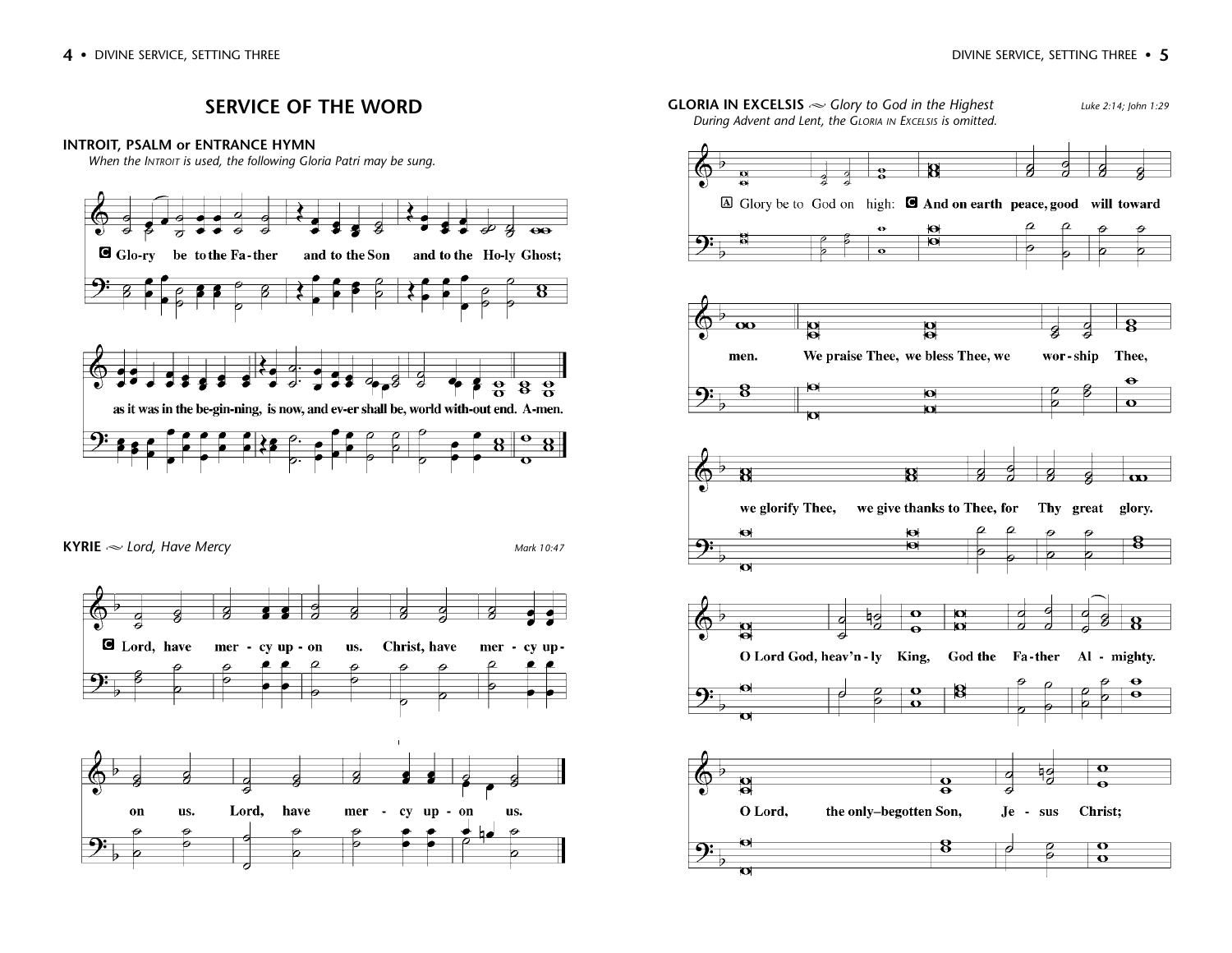## SERVICE OF THE WORD

**INTROIT, PSALM or ENTRANCE HYMN**

*When the Introit is used, the following Gloria Patri may be sung.*

**C** Glo-ry be to the Fa-ther and to the Son and to the Ho-ly Ghost; as it was in the be-gin-ning, is now, and ev-er shall be, world with-out end. A-men.

**KYRIE** ~ *Lord, Have Mercy* — *Mark 10:47*

**C** Lord, have mer - cy up - on us. Christ, have mer - cy up - on us. Lord, have mer - cy up - on us.

**GLORIA IN EXCELSIS** ~ *Glory to God in the Highest* — *Luke 2:14; John 1:29*

*During Advent and Lent, the Gloria in Excelsis is omitted.*

**A** Glory be to God on high: **C** **And on earth peace, good will toward men.**

**We praise Thee, we bless Thee, we wor - ship Thee, we glorify Thee, we give thanks to Thee, for Thy great glory.**

**O Lord God, heav'n - ly King, God the Fa - ther Al - mighty.**

**O Lord, the only–begotten Son, Je - sus Christ;**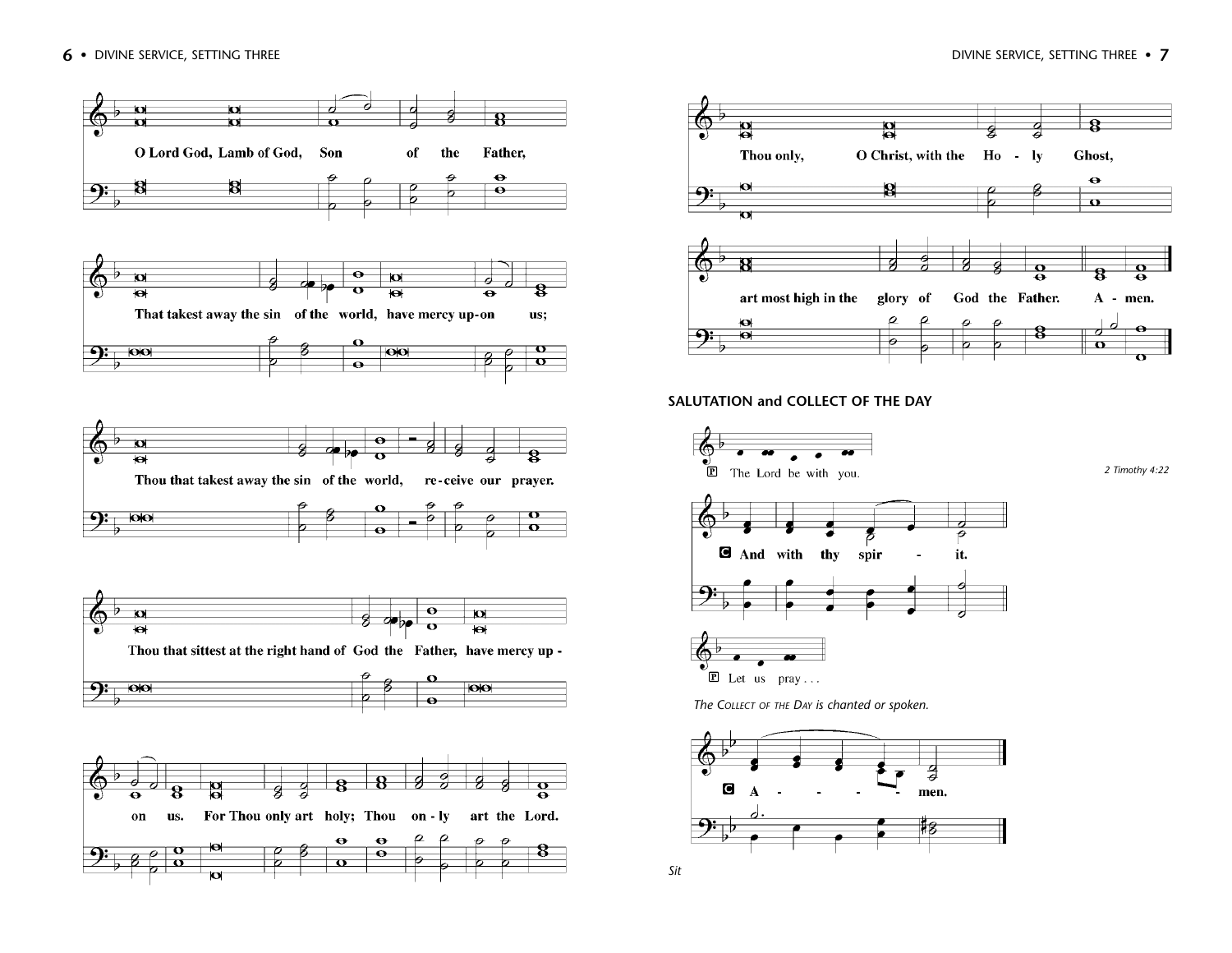O Lord God, Lamb of God, Son of the Father,

That takest away the sin of the world, have mercy up-on us;

Thou that takest away the sin of the world, re-ceive our prayer.

Thou that sittest at the right hand of God the Father, have mercy up-on us.

For Thou only art holy; Thou on-ly art the Lord.

Thou only, O Christ, with the Ho-ly Ghost,

art most high in the glory of God the Father. A-men.

## SALUTATION and COLLECT OF THE DAY

P The Lord be with you.

*2 Timothy 4:22*

C **And with thy spir-it.**

P Let us pray . . .

*The Collect of the Day is chanted or spoken.*

C **A-men.**

*Sit*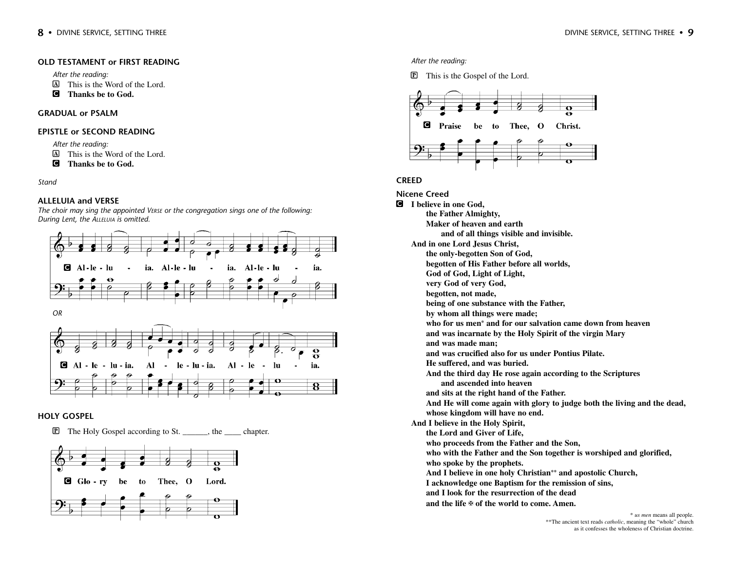## OLD TESTAMENT or FIRST READING

*After the reading:*

A This is the Word of the Lord.
**C Thanks be to God.**

## GRADUAL or PSALM

## EPISTLE or SECOND READING

*After the reading:*

A This is the Word of the Lord.
**C Thanks be to God.**

*Stand*

## ALLELUIA and VERSE

*The choir may sing the appointed VERSE or the congregation sings one of the following: During Lent, the ALLELUIA is omitted.*

**C Al-le-lu - ia. Al-le-lu - ia. Al-le-lu - ia.**

*OR*

**C Al - le - lu-ia. Al - le-lu-ia. Al - le - lu - ia.**

## HOLY GOSPEL

P The Holy Gospel according to St. ______, the ____ chapter.

**C Glo - ry be to Thee, O Lord.**

*After the reading:*

P This is the Gospel of the Lord.

**C Praise be to Thee, O Christ.**

## CREED

### Nicene Creed

**C I believe in one God,**
**the Father Almighty,**
**Maker of heaven and earth**
**and of all things visible and invisible.**
**And in one Lord Jesus Christ,**
**the only-begotten Son of God,**
**begotten of His Father before all worlds,**
**God of God, Light of Light,**
**very God of very God,**
**begotten, not made,**
**being of one substance with the Father,**
**by whom all things were made;**
**who for us men* and for our salvation came down from heaven**
**and was incarnate by the Holy Spirit of the virgin Mary**
**and was made man;**
**and was crucified also for us under Pontius Pilate.**
**He suffered, and was buried.**
**And the third day He rose again according to the Scriptures**
**and ascended into heaven**
**and sits at the right hand of the Father.**
**And He will come again with glory to judge both the living and the dead,**
**whose kingdom will have no end.**
**And I believe in the Holy Spirit,**
**the Lord and Giver of Life,**
**who proceeds from the Father and the Son,**
**who with the Father and the Son together is worshiped and glorified,**
**who spoke by the prophets.**
**And I believe in one holy Christian** and apostolic Church,**
**I acknowledge one Baptism for the remission of sins,**
**and I look for the resurrection of the dead**
**and the life ✠ of the world to come. Amen.**

\* *us men* means all people.
\*\*The ancient text reads *catholic*, meaning the "whole" church as it confesses the wholeness of Christian doctrine.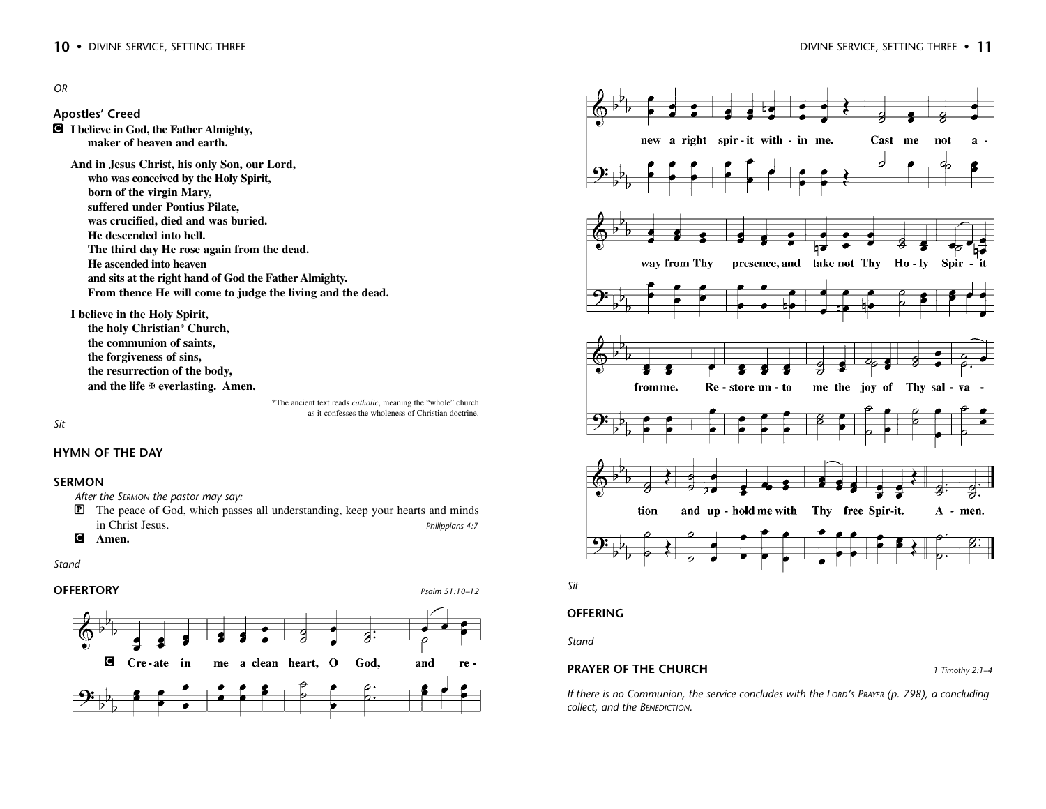*OR*

### Apostles' Creed

**C** **I believe in God, the Father Almighty,
maker of heaven and earth.**

**And in Jesus Christ, his only Son, our Lord,
who was conceived by the Holy Spirit,
born of the virgin Mary,
suffered under Pontius Pilate,
was crucified, died and was buried.
He descended into hell.
The third day He rose again from the dead.
He ascended into heaven
and sits at the right hand of God the Father Almighty.
From thence He will come to judge the living and the dead.**

**I believe in the Holy Spirit,
the holy Christian* Church,
the communion of saints,
the forgiveness of sins,
the resurrection of the body,
and the life ✠ everlasting. Amen.**

*The ancient text reads *catholic*, meaning the "whole" church as it confesses the wholeness of Christian doctrine.

*Sit*

## HYMN OF THE DAY

## SERMON

*After the* SERMON *the pastor may say:*

**P** The peace of God, which passes all understanding, keep your hearts and minds in Christ Jesus. *Philippians 4:7*

**C** **Amen.**

*Stand*

## OFFERTORY

*Psalm 51:10–12*

**C** Cre-ate in me a clean heart, O God, and re-new a right spir-it with-in me. Cast me not a-way from Thy presence, and take not Thy Ho-ly Spir-it from me. Re-store un-to me the joy of Thy sal-va-tion and up-hold me with Thy free Spir-it. A-men.

*Sit*

## OFFERING

*Stand*

## PRAYER OF THE CHURCH

*1 Timothy 2:1–4*

*If there is no Communion, the service concludes with the* LORD'S PRAYER *(p. 798), a concluding collect, and the* BENEDICTION.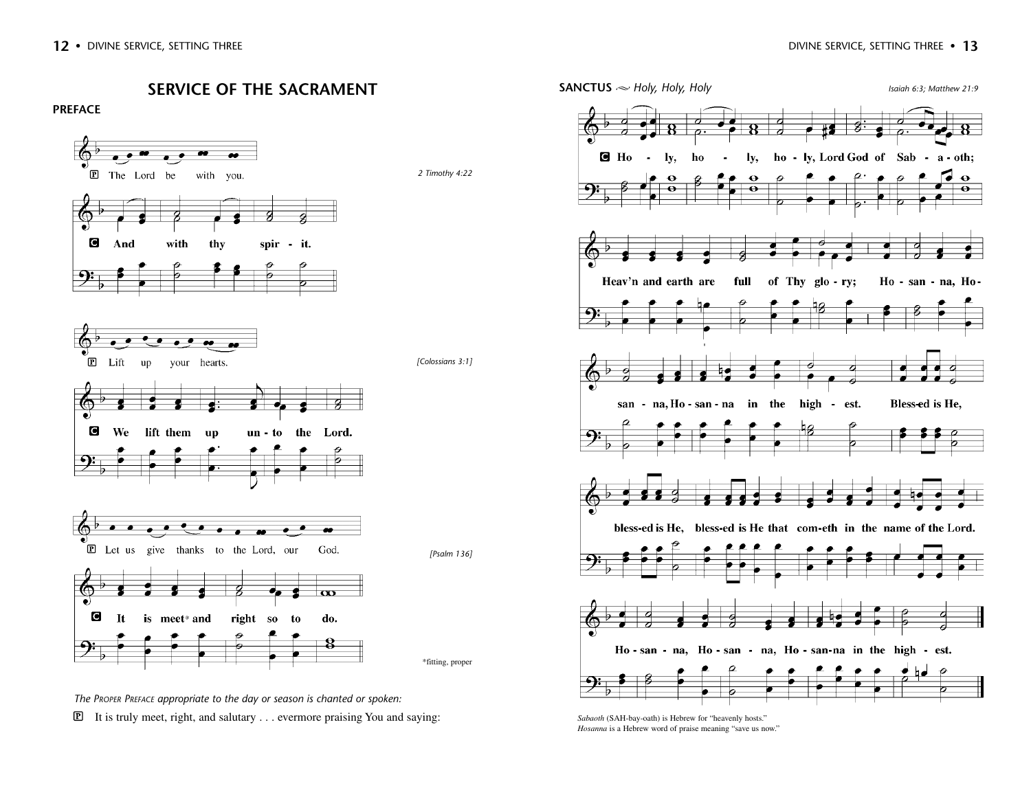# SERVICE OF THE SACRAMENT

## PREFACE

P The Lord be with you. *2 Timothy 4:22*

C And with thy spir - it.

P Lift up your hearts. *[Colossians 3:1]*

C We lift them up un - to the Lord.

P Let us give thanks to the Lord, our God. *[Psalm 136]*

C It is meet* and right so to do.

*fitting, proper

*The Proper Preface appropriate to the day or season is chanted or spoken:*

P It is truly meet, right, and salutary . . . evermore praising You and saying:

## SANCTUS ~ *Holy, Holy, Holy*

*Isaiah 6:3; Matthew 21:9*

C Ho - ly, ho - ly, ho - ly, Lord God of Sab - a - oth;

Heav'n and earth are full of Thy glo - ry; Ho - san - na, Ho - san - na, Ho - san - na in the high - est. Bless-ed is He, bless-ed is He, bless-ed is He that com-eth in the name of the Lord. Ho - san - na, Ho - san - na, Ho - san-na in the high - est.

*Sabaoth* (SAH-bay-oath) is Hebrew for "heavenly hosts."
*Hosanna* is a Hebrew word of praise meaning "save us now."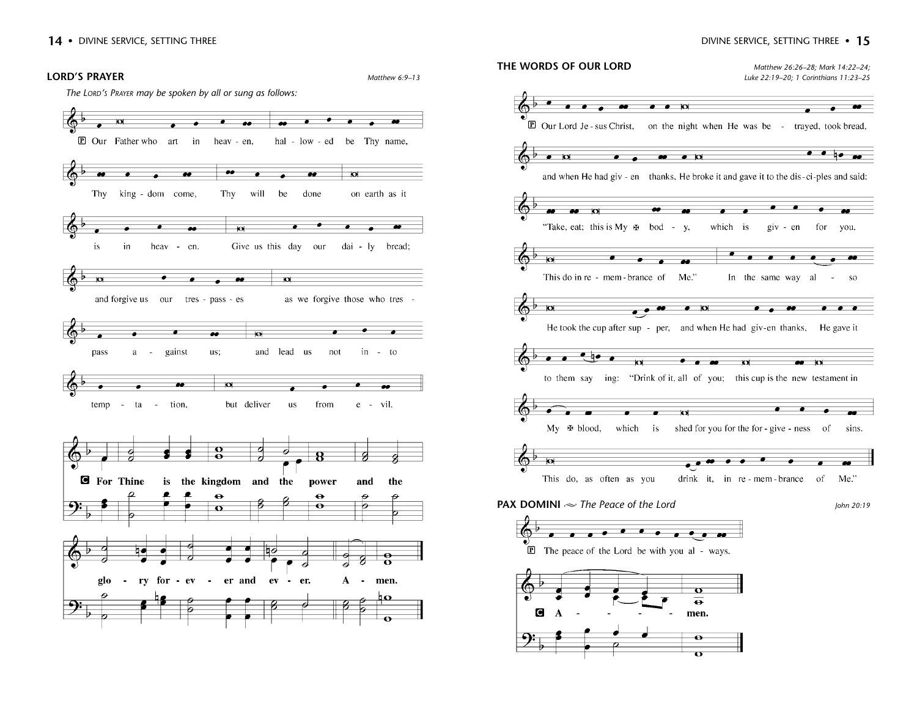## LORD'S PRAYER

*Matthew 6:9–13*

*The Lord's Prayer may be spoken by all or sung as follows:*

P Our Father who art in heav - en, hal - low - ed be Thy name, Thy king - dom come, Thy will be done on earth as it is in heav - en. Give us this day our dai - ly bread; and forgive us our tres - pass - es as we forgive those who tres - pass a - gainst us; and lead us not in - to temp - ta - tion, but deliver us from e - vil.

**C For Thine is the kingdom and the power and the glo - ry for - ev - er and ev - er. A - men.**

## THE WORDS OF OUR LORD

*Matthew 26:26–28; Mark 14:22–24; Luke 22:19–20; 1 Corinthians 11:23–25*

P Our Lord Je - sus Christ, on the night when He was be - trayed, took bread, and when He had giv - en thanks, He broke it and gave it to the dis - ci - ples and said: "Take, eat; this is My ✠ bod - y, which is giv - en for you. This do in re - mem - brance of Me." In the same way al - so He took the cup after sup - per, and when He had giv - en thanks, He gave it to them say - ing: "Drink of it, all of you; this cup is the new testament in My ✠ blood, which is shed for you for the for - give - ness of sins. This do, as often as you drink it, in re - mem - brance of Me."

## PAX DOMINI ~ *The Peace of the Lord*

*John 20:19*

P The peace of the Lord be with you al - ways.

**C A - - - - - men.**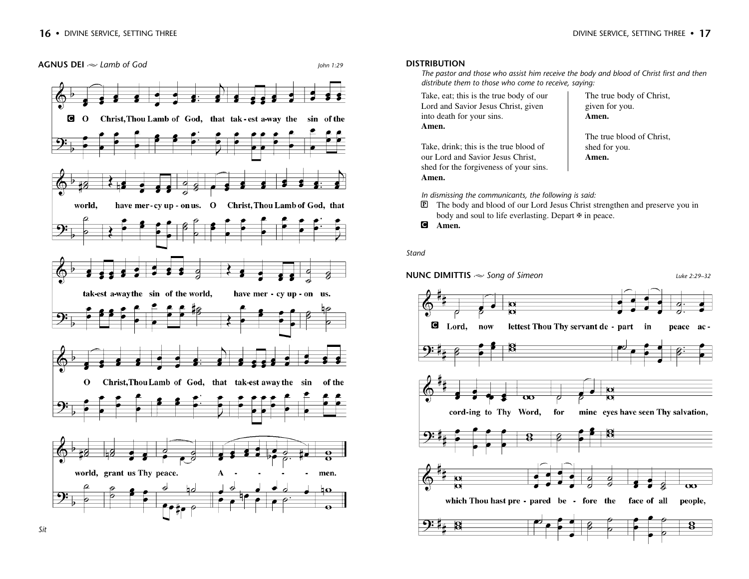## AGNUS DEI ~ *Lamb of God*

*John 1:29*

**C** O Christ, Thou Lamb of God, that takest away the sin of the world, have mercy upon us. O Christ, Thou Lamb of God, that takest away the sin of the world, have mercy upon us. O Christ, Thou Lamb of God, that takest away the sin of the world, grant us Thy peace. Amen.

*Sit*

## DISTRIBUTION

*The pastor and those who assist him receive the body and blood of Christ first and then distribute them to those who come to receive, saying:*

Take, eat; this is the true body of our Lord and Savior Jesus Christ, given into death for your sins.
**Amen.**

Take, drink; this is the true blood of our Lord and Savior Jesus Christ, shed for the forgiveness of your sins.
**Amen.**

The true body of Christ, given for you.
**Amen.**

The true blood of Christ, shed for you.
**Amen.**

*In dismissing the communicants, the following is said:*

**P** The body and blood of our Lord Jesus Christ strengthen and preserve you in body and soul to life everlasting. Depart ✠ in peace.

**C** **Amen.**

*Stand*

## NUNC DIMITTIS ~ *Song of Simeon*

*Luke 2:29–32*

**C** Lord, now lettest Thou Thy servant depart in peace according to Thy Word, for mine eyes have seen Thy salvation, which Thou hast prepared before the face of all people,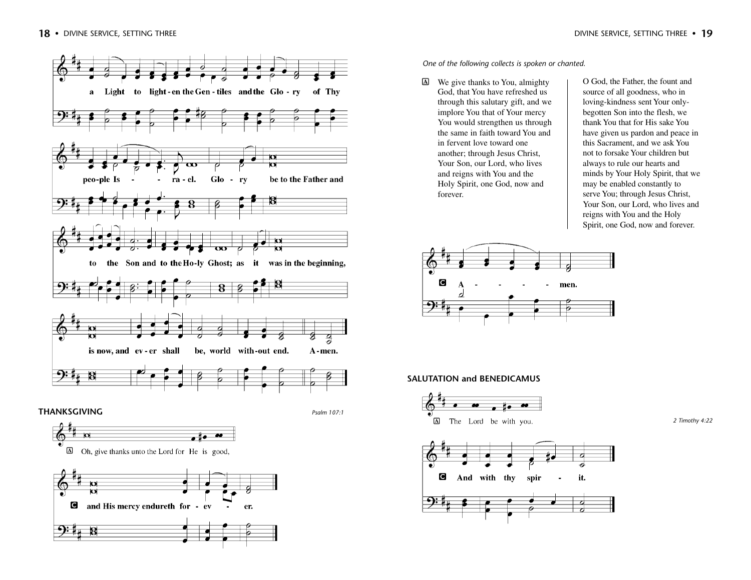a Light to light-en the Gen-tiles and the Glo-ry of Thy

peo-ple Is - - ra-el. Glo - ry be to the Father and

to the Son and to the Ho-ly Ghost; as it was in the beginning,

is now, and ev-er shall be, world with-out end. A-men.

## THANKSGIVING

*Psalm 107:1*

A Oh, give thanks unto the Lord for He is good,

C **and His mercy endureth for - ev - er.**

*One of the following collects is spoken or chanted.*

A We give thanks to You, almighty God, that You have refreshed us through this salutary gift, and we implore You that of Your mercy You would strengthen us through the same in faith toward You and in fervent love toward one another; through Jesus Christ, Your Son, our Lord, who lives and reigns with You and the Holy Spirit, one God, now and forever.

O God, the Father, the fount and source of all goodness, who in loving-kindness sent Your only-begotten Son into the flesh, we thank You that for His sake You have given us pardon and peace in this Sacrament, and we ask You not to forsake Your children but always to rule our hearts and minds by Your Holy Spirit, that we may be enabled constantly to serve You; through Jesus Christ, Your Son, our Lord, who lives and reigns with You and the Holy Spirit, one God, now and forever.

C **A - - - - - men.**

## SALUTATION and BENEDICAMUS

*2 Timothy 4:22*

A The Lord be with you.

C **And with thy spir - it.**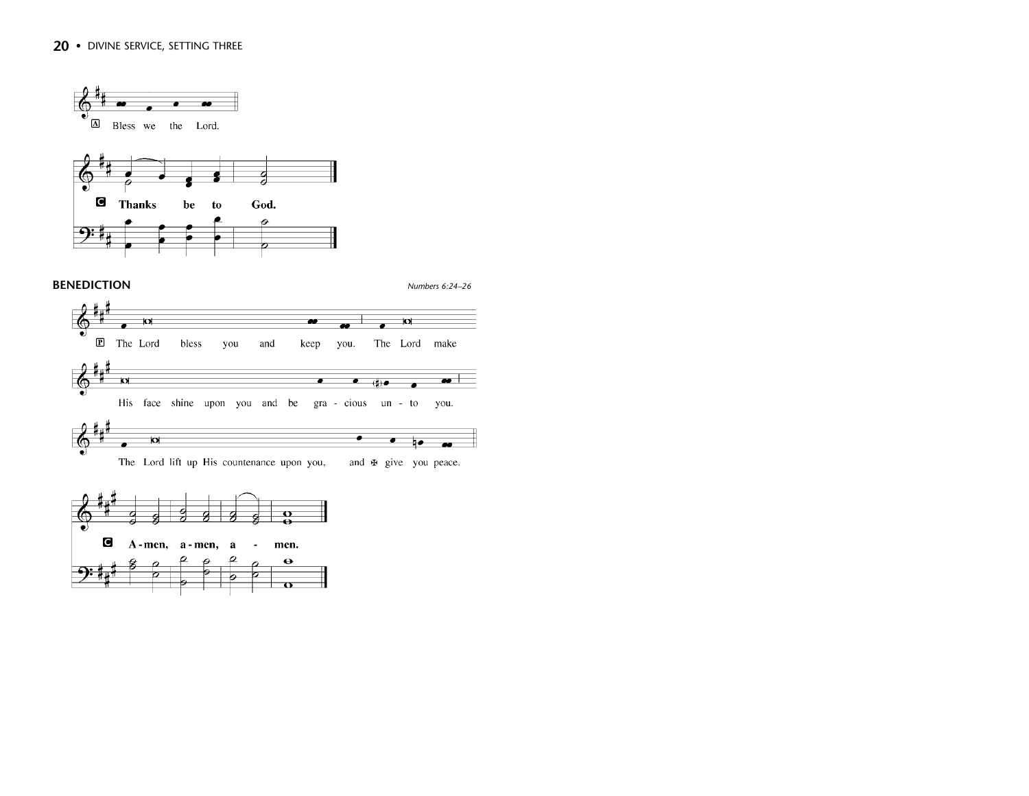A Bless we the Lord.

C **Thanks be to God.**

## BENEDICTION

*Numbers 6:24–26*

P The Lord bless you and keep you. The Lord make His face shine upon you and be gra - cious un - to you. The Lord lift up His countenance upon you, and ✠ give you peace.

C **A - men, a - men, a - men.**